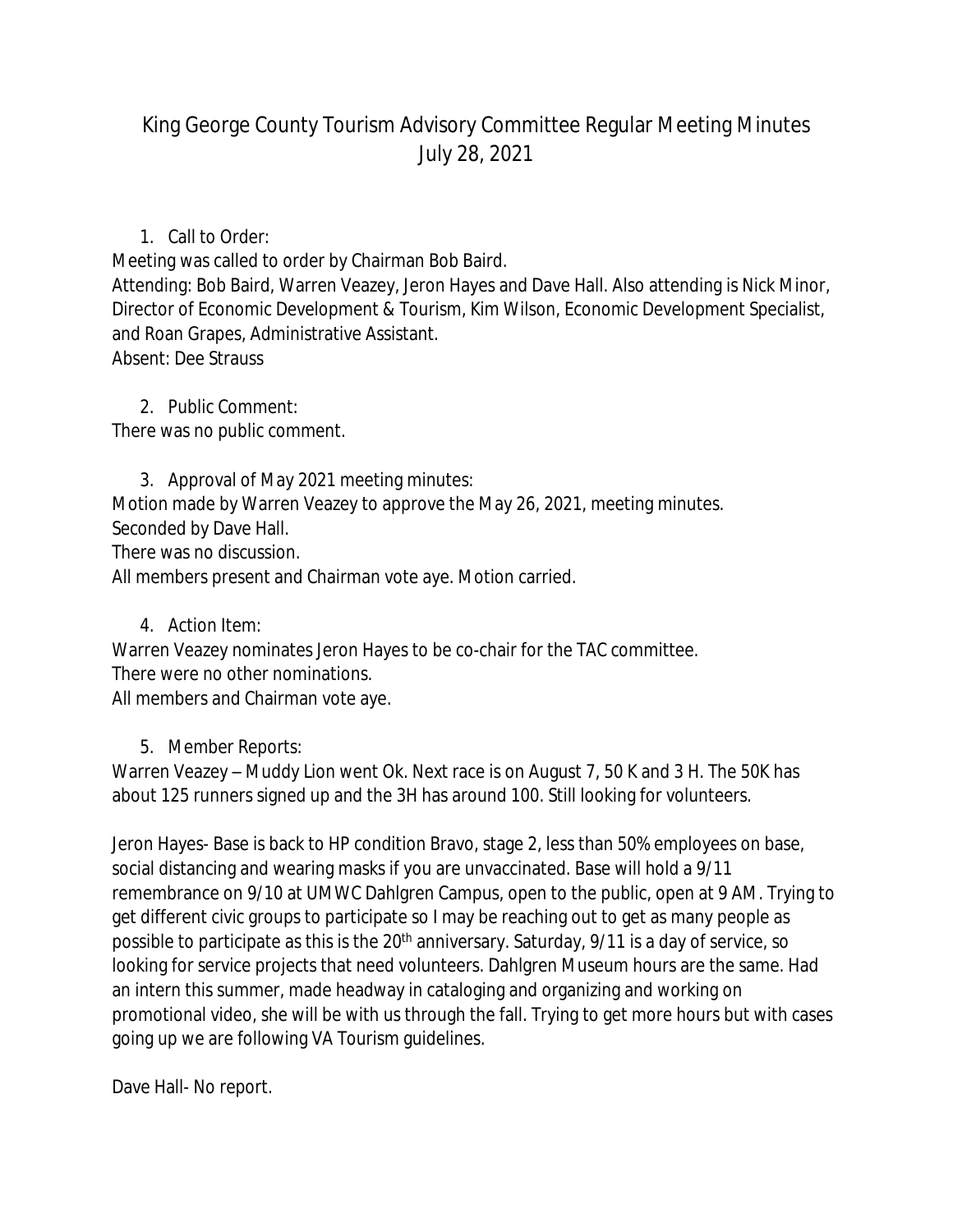# King George County Tourism Advisory Committee Regular Meeting Minutes
## July 28, 2021

1. Call to Order:

Meeting was called to order by Chairman Bob Baird.
Attending: Bob Baird, Warren Veazey, Jeron Hayes and Dave Hall. Also attending is Nick Minor, Director of Economic Development & Tourism, Kim Wilson, Economic Development Specialist, and Roan Grapes, Administrative Assistant.
Absent: Dee Strauss

2. Public Comment:

There was no public comment.

3. Approval of May 2021 meeting minutes:

Motion made by Warren Veazey to approve the May 26, 2021, meeting minutes.
Seconded by Dave Hall.
There was no discussion.
All members present and Chairman vote aye. Motion carried.

4. Action Item:

Warren Veazey nominates Jeron Hayes to be co-chair for the TAC committee.
There were no other nominations.
All members and Chairman vote aye.

5. Member Reports:

Warren Veazey – Muddy Lion went Ok. Next race is on August 7, 50 K and 3 H. The 50K has about 125 runners signed up and the 3H has around 100. Still looking for volunteers.

Jeron Hayes- Base is back to HP condition Bravo, stage 2, less than 50% employees on base, social distancing and wearing masks if you are unvaccinated. Base will hold a 9/11 remembrance on 9/10 at UMWC Dahlgren Campus, open to the public, open at 9 AM. Trying to get different civic groups to participate so I may be reaching out to get as many people as possible to participate as this is the 20th anniversary. Saturday, 9/11 is a day of service, so looking for service projects that need volunteers. Dahlgren Museum hours are the same. Had an intern this summer, made headway in cataloging and organizing and working on promotional video, she will be with us through the fall. Trying to get more hours but with cases going up we are following VA Tourism guidelines.

Dave Hall- No report.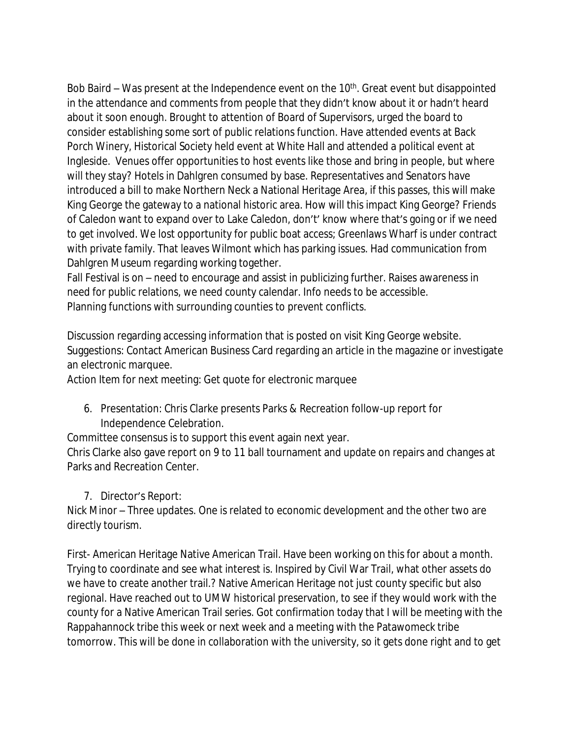Bob Baird – Was present at the Independence event on the 10th. Great event but disappointed in the attendance and comments from people that they didn't know about it or hadn't heard about it soon enough. Brought to attention of Board of Supervisors, urged the board to consider establishing some sort of public relations function. Have attended events at Back Porch Winery, Historical Society held event at White Hall and attended a political event at Ingleside. Venues offer opportunities to host events like those and bring in people, but where will they stay? Hotels in Dahlgren consumed by base. Representatives and Senators have introduced a bill to make Northern Neck a National Heritage Area, if this passes, this will make King George the gateway to a national historic area. How will this impact King George? Friends of Caledon want to expand over to Lake Caledon, don't' know where that's going or if we need to get involved. We lost opportunity for public boat access; Greenlaws Wharf is under contract with private family. That leaves Wilmont which has parking issues. Had communication from Dahlgren Museum regarding working together.
Fall Festival is on – need to encourage and assist in publicizing further. Raises awareness in need for public relations, we need county calendar. Info needs to be accessible.
Planning functions with surrounding counties to prevent conflicts.

Discussion regarding accessing information that is posted on visit King George website. Suggestions: Contact American Business Card regarding an article in the magazine or investigate an electronic marquee.
Action Item for next meeting: Get quote for electronic marquee

6. Presentation: Chris Clarke presents Parks & Recreation follow-up report for Independence Celebration.

Committee consensus is to support this event again next year.
Chris Clarke also gave report on 9 to 11 ball tournament and update on repairs and changes at Parks and Recreation Center.

7. Director's Report:

Nick Minor – Three updates. One is related to economic development and the other two are directly tourism.

First- American Heritage Native American Trail. Have been working on this for about a month. Trying to coordinate and see what interest is. Inspired by Civil War Trail, what other assets do we have to create another trail.? Native American Heritage not just county specific but also regional. Have reached out to UMW historical preservation, to see if they would work with the county for a Native American Trail series. Got confirmation today that I will be meeting with the Rappahannock tribe this week or next week and a meeting with the Patawomeck tribe tomorrow. This will be done in collaboration with the university, so it gets done right and to get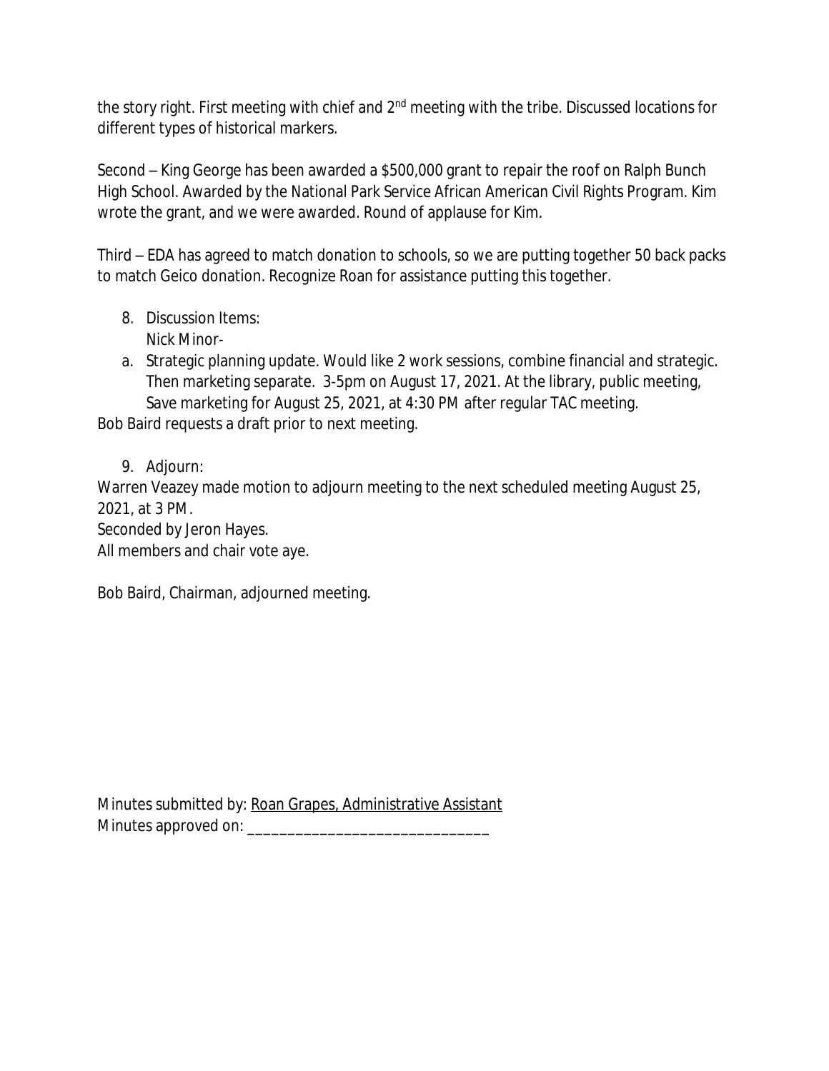the story right. First meeting with chief and 2nd meeting with the tribe. Discussed locations for different types of historical markers.

Second – King George has been awarded a $500,000 grant to repair the roof on Ralph Bunch High School. Awarded by the National Park Service African American Civil Rights Program. Kim wrote the grant, and we were awarded. Round of applause for Kim.

Third – EDA has agreed to match donation to schools, so we are putting together 50 back packs to match Geico donation. Recognize Roan for assistance putting this together.

8. Discussion Items:
   Nick Minor-

a. Strategic planning update. Would like 2 work sessions, combine financial and strategic. Then marketing separate. 3-5pm on August 17, 2021. At the library, public meeting, Save marketing for August 25, 2021, at 4:30 PM after regular TAC meeting.

Bob Baird requests a draft prior to next meeting.

9. Adjourn:

Warren Veazey made motion to adjourn meeting to the next scheduled meeting August 25, 2021, at 3 PM.
Seconded by Jeron Hayes.
All members and chair vote aye.

Bob Baird, Chairman, adjourned meeting.

Minutes submitted by: Roan Grapes, Administrative Assistant
Minutes approved on: ______________________________